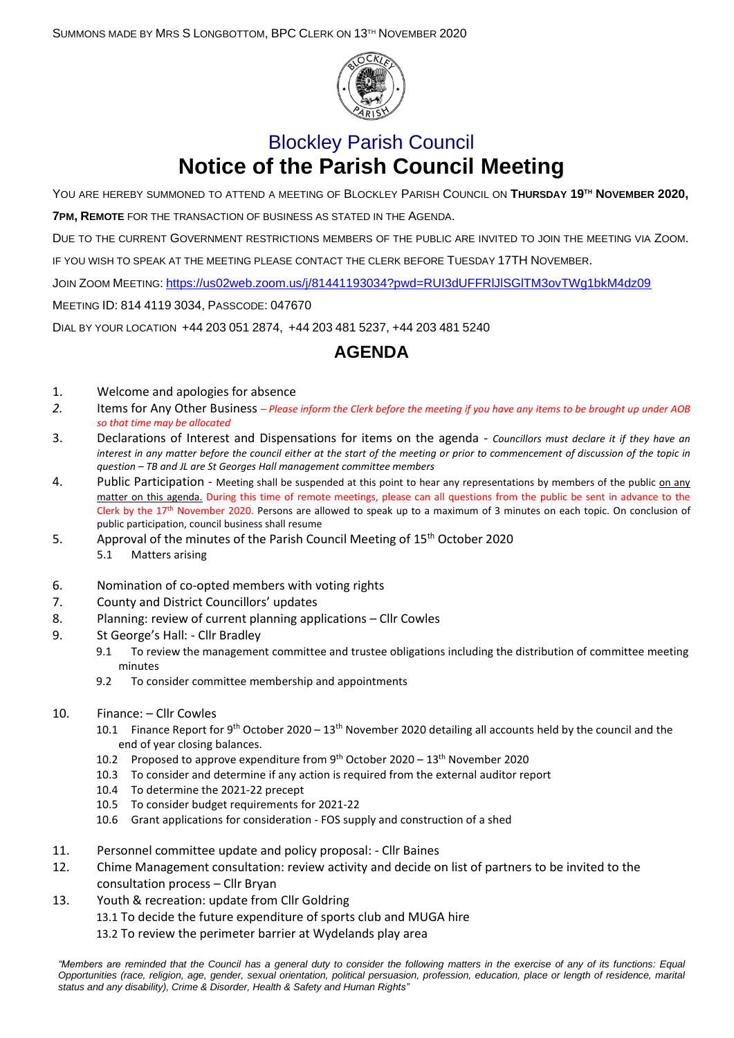Summons made by Mrs S Longbottom, BPC Clerk on 13th November 2020

# Blockley Parish Council

# Notice of the Parish Council Meeting

You are hereby summoned to attend a meeting of Blockley Parish Council on **Thursday 19th November 2020, 7pm, Remote** for the transaction of business as stated in the Agenda.

Due to the current Government restrictions members of the public are invited to join the meeting via Zoom.

If you wish to speak at the meeting please contact the Clerk before Tuesday 17th November.

Join Zoom Meeting: https://us02web.zoom.us/j/81441193034?pwd=RUI3dUFFRlJlSGlTM3ovTWg1bkM4dz09

Meeting ID: 814 4119 3034, Passcode: 047670

Dial by your location +44 203 051 2874, +44 203 481 5237, +44 203 481 5240

## AGENDA

1. Welcome and apologies for absence
2. Items for Any Other Business – *Please inform the Clerk before the meeting if you have any items to be brought up under AOB so that time may be allocated*
3. Declarations of Interest and Dispensations for items on the agenda - *Councillors must declare it if they have an interest in any matter before the council either at the start of the meeting or prior to commencement of discussion of the topic in question – TB and JL are St Georges Hall management committee members*
4. Public Participation - Meeting shall be suspended at this point to hear any representations by members of the public on any matter on this agenda. During this time of remote meetings, please can all questions from the public be sent in advance to the Clerk by the 17th November 2020. Persons are allowed to speak up to a maximum of 3 minutes on each topic. On conclusion of public participation, council business shall resume
5. Approval of the minutes of the Parish Council Meeting of 15th October 2020
   - 5.1 Matters arising
6. Nomination of co-opted members with voting rights
7. County and District Councillors' updates
8. Planning: review of current planning applications – Cllr Cowles
9. St George's Hall: - Cllr Bradley
   - 9.1 To review the management committee and trustee obligations including the distribution of committee meeting minutes
   - 9.2 To consider committee membership and appointments
10. Finance: – Cllr Cowles
    - 10.1 Finance Report for 9th October 2020 – 13th November 2020 detailing all accounts held by the council and the end of year closing balances.
    - 10.2 Proposed to approve expenditure from 9th October 2020 – 13th November 2020
    - 10.3 To consider and determine if any action is required from the external auditor report
    - 10.4 To determine the 2021-22 precept
    - 10.5 To consider budget requirements for 2021-22
    - 10.6 Grant applications for consideration - FOS supply and construction of a shed
11. Personnel committee update and policy proposal: - Cllr Baines
12. Chime Management consultation: review activity and decide on list of partners to be invited to the consultation process – Cllr Bryan
13. Youth & recreation: update from Cllr Goldring
    - 13.1 To decide the future expenditure of sports club and MUGA hire
    - 13.2 To review the perimeter barrier at Wydelands play area

*"Members are reminded that the Council has a general duty to consider the following matters in the exercise of any of its functions: Equal Opportunities (race, religion, age, gender, sexual orientation, political persuasion, profession, education, place or length of residence, marital status and any disability), Crime & Disorder, Health & Safety and Human Rights"*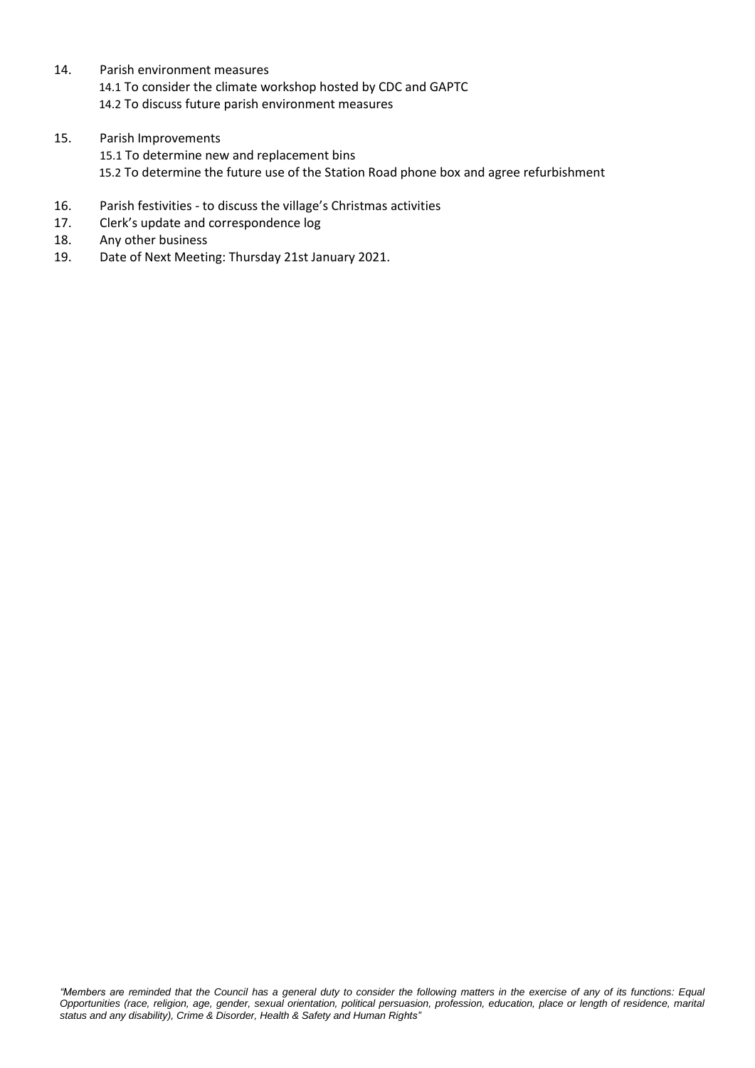14. Parish environment measures
    - 14.1 To consider the climate workshop hosted by CDC and GAPTC
    - 14.2 To discuss future parish environment measures

15. Parish Improvements
    - 15.1 To determine new and replacement bins
    - 15.2 To determine the future use of the Station Road phone box and agree refurbishment

16. Parish festivities - to discuss the village's Christmas activities
17. Clerk's update and correspondence log
18. Any other business
19. Date of Next Meeting: Thursday 21st January 2021.

*"Members are reminded that the Council has a general duty to consider the following matters in the exercise of any of its functions: Equal Opportunities (race, religion, age, gender, sexual orientation, political persuasion, profession, education, place or length of residence, marital status and any disability), Crime & Disorder, Health & Safety and Human Rights"*